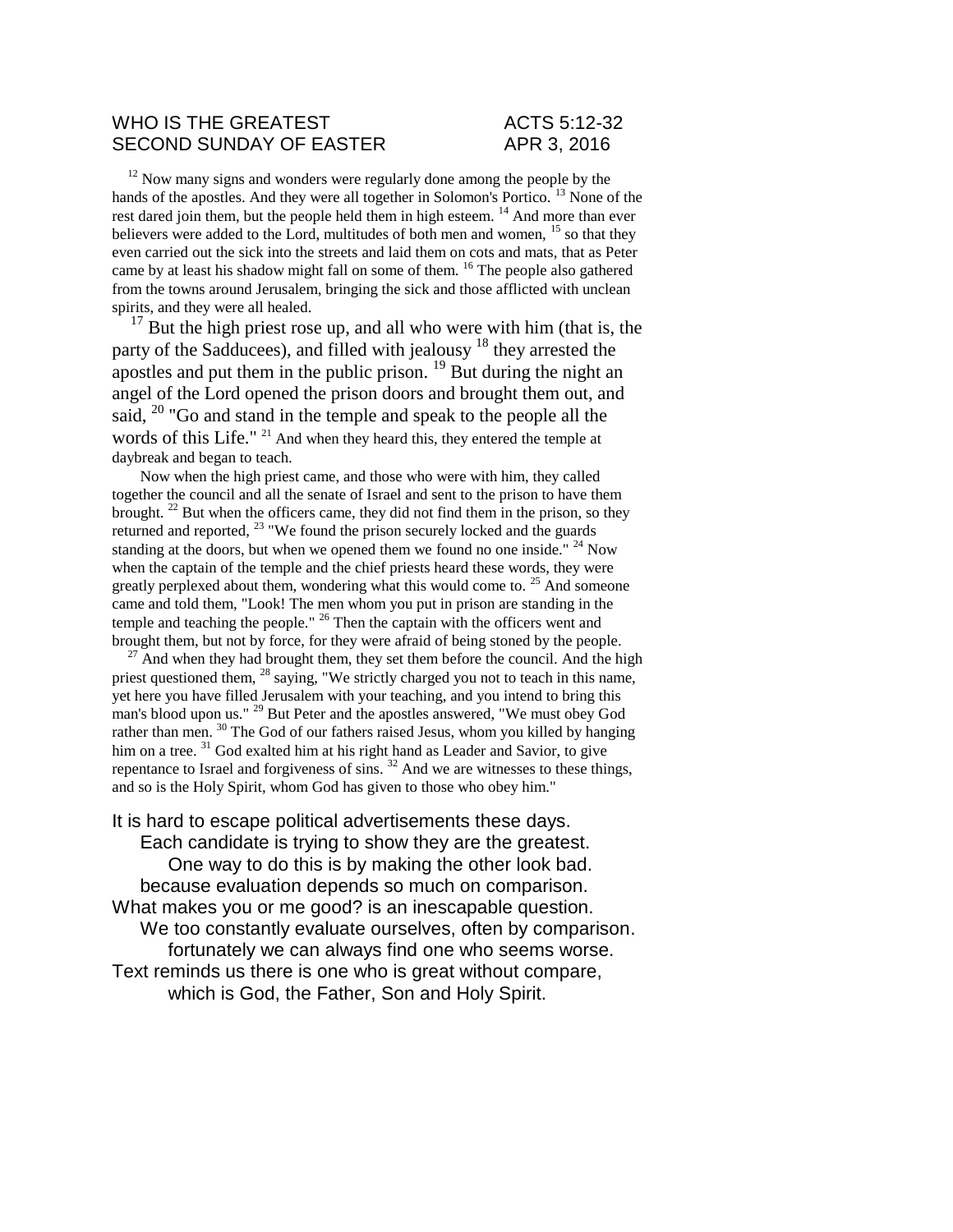WHO IS THE GREATEST ACTS 5:12-32
SECOND SUNDAY OF EASTER APR 3, 2016

[12] Now many signs and wonders were regularly done among the people by the hands of the apostles. And they were all together in Solomon's Portico. [13] None of the rest dared join them, but the people held them in high esteem. [14] And more than ever believers were added to the Lord, multitudes of both men and women, [15] so that they even carried out the sick into the streets and laid them on cots and mats, that as Peter came by at least his shadow might fall on some of them. [16] The people also gathered from the towns around Jerusalem, bringing the sick and those afflicted with unclean spirits, and they were all healed.

[17] But the high priest rose up, and all who were with him (that is, the party of the Sadducees), and filled with jealousy [18] they arrested the apostles and put them in the public prison. [19] But during the night an angel of the Lord opened the prison doors and brought them out, and said, [20] "Go and stand in the temple and speak to the people all the words of this Life." [21] And when they heard this, they entered the temple at daybreak and began to teach.

Now when the high priest came, and those who were with him, they called together the council and all the senate of Israel and sent to the prison to have them brought. [22] But when the officers came, they did not find them in the prison, so they returned and reported, [23] "We found the prison securely locked and the guards standing at the doors, but when we opened them we found no one inside." [24] Now when the captain of the temple and the chief priests heard these words, they were greatly perplexed about them, wondering what this would come to. [25] And someone came and told them, "Look! The men whom you put in prison are standing in the temple and teaching the people." [26] Then the captain with the officers went and brought them, but not by force, for they were afraid of being stoned by the people.

[27] And when they had brought them, they set them before the council. And the high priest questioned them, [28] saying, "We strictly charged you not to teach in this name, yet here you have filled Jerusalem with your teaching, and you intend to bring this man's blood upon us." [29] But Peter and the apostles answered, "We must obey God rather than men. [30] The God of our fathers raised Jesus, whom you killed by hanging him on a tree. [31] God exalted him at his right hand as Leader and Savior, to give repentance to Israel and forgiveness of sins. [32] And we are witnesses to these things, and so is the Holy Spirit, whom God has given to those who obey him."

It is hard to escape political advertisements these days.
Each candidate is trying to show they are the greatest.
One way to do this is by making the other look bad.
because evaluation depends so much on comparison.
What makes you or me good? is an inescapable question.
We too constantly evaluate ourselves, often by comparison.
fortunately we can always find one who seems worse.
Text reminds us there is one who is great without compare,
which is God, the Father, Son and Holy Spirit.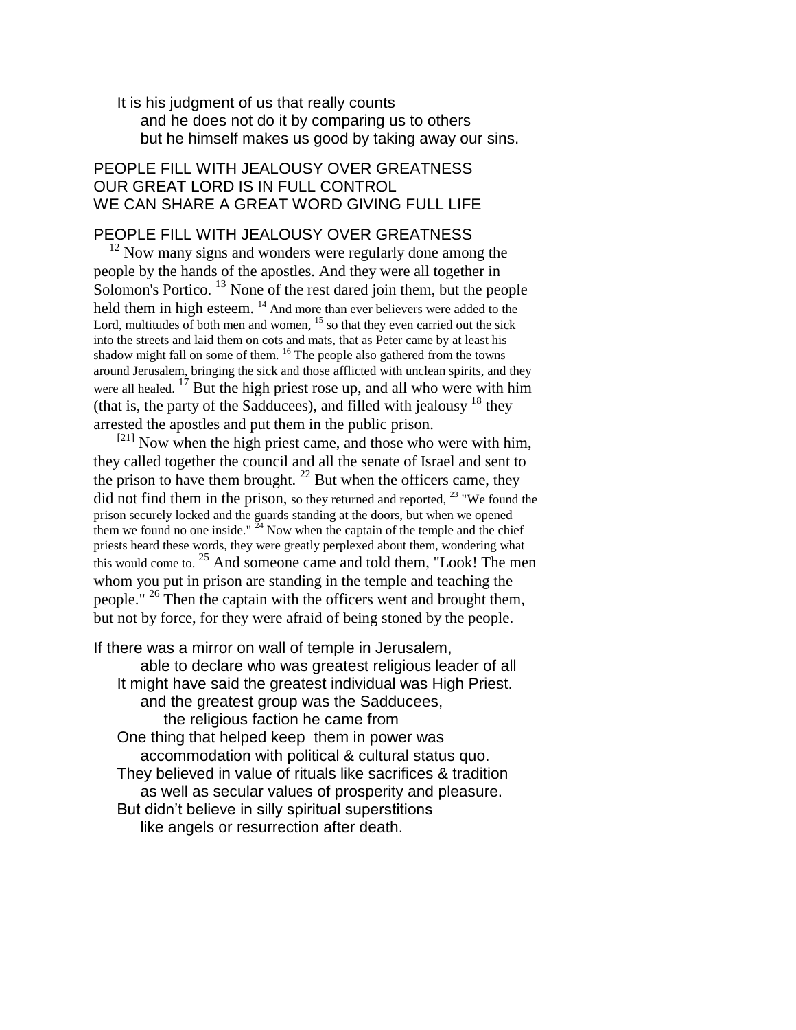It is his judgment of us that really counts
and he does not do it by comparing us to others
but he himself makes us good by taking away our sins.

PEOPLE FILL WITH JEALOUSY OVER GREATNESS
OUR GREAT LORD IS IN FULL CONTROL
WE CAN SHARE A GREAT WORD GIVING FULL LIFE

PEOPLE FILL WITH JEALOUSY OVER GREATNESS

[12] Now many signs and wonders were regularly done among the people by the hands of the apostles. And they were all together in Solomon's Portico. [13] None of the rest dared join them, but the people held them in high esteem. [14] And more than ever believers were added to the Lord, multitudes of both men and women, [15] so that they even carried out the sick into the streets and laid them on cots and mats, that as Peter came by at least his shadow might fall on some of them. [16] The people also gathered from the towns around Jerusalem, bringing the sick and those afflicted with unclean spirits, and they were all healed. [17] But the high priest rose up, and all who were with him (that is, the party of the Sadducees), and filled with jealousy [18] they arrested the apostles and put them in the public prison.

[21] Now when the high priest came, and those who were with him, they called together the council and all the senate of Israel and sent to the prison to have them brought. [22] But when the officers came, they did not find them in the prison, so they returned and reported, [23] "We found the prison securely locked and the guards standing at the doors, but when we opened them we found no one inside." [24] Now when the captain of the temple and the chief priests heard these words, they were greatly perplexed about them, wondering what this would come to. [25] And someone came and told them, "Look! The men whom you put in prison are standing in the temple and teaching the people." [26] Then the captain with the officers went and brought them, but not by force, for they were afraid of being stoned by the people.

If there was a mirror on wall of temple in Jerusalem,
able to declare who was greatest religious leader of all
It might have said the greatest individual was High Priest.
and the greatest group was the Sadducees,
the religious faction he came from
One thing that helped keep them in power was
accommodation with political & cultural status quo.
They believed in value of rituals like sacrifices & tradition
as well as secular values of prosperity and pleasure.
But didn't believe in silly spiritual superstitions
like angels or resurrection after death.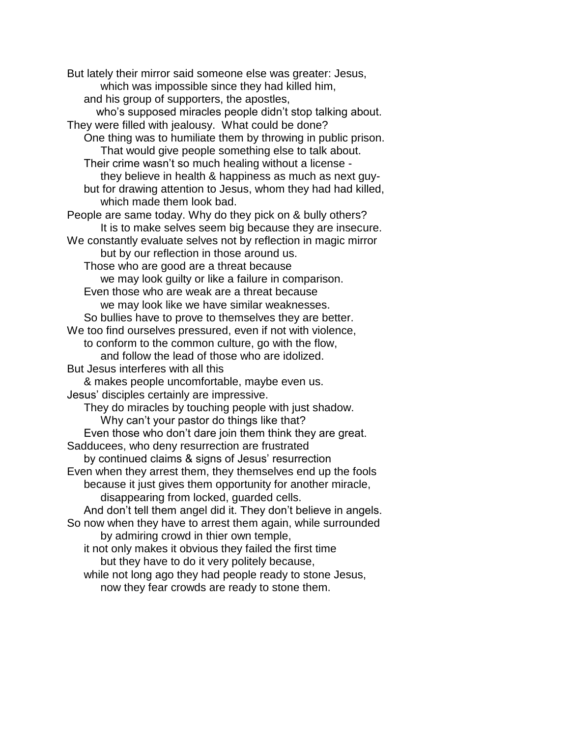But lately their mirror said someone else was greater: Jesus,
        which was impossible since they had killed him,
    and his group of supporters, the apostles,
        who's supposed miracles people didn't stop talking about.
They were filled with jealousy.  What could be done?
    One thing was to humiliate them by throwing in public prison.
        That would give people something else to talk about.
    Their crime wasn't so much healing without a license -
        they believe in health & happiness as much as next guy-
    but for drawing attention to Jesus, whom they had had killed,
        which made them look bad.
People are same today. Why do they pick on & bully others?
        It is to make selves seem big because they are insecure.
We constantly evaluate selves not by reflection in magic mirror
        but by our reflection in those around us.
    Those who are good are a threat because
        we may look guilty or like a failure in comparison.
    Even those who are weak are a threat because
        we may look like we have similar weaknesses.
    So bullies have to prove to themselves they are better.
We too find ourselves pressured, even if not with violence,
    to conform to the common culture, go with the flow,
        and follow the lead of those who are idolized.
But Jesus interferes with all this
    & makes people uncomfortable, maybe even us.
Jesus' disciples certainly are impressive.
    They do miracles by touching people with just shadow.
        Why can't your pastor do things like that?
    Even those who don't dare join them think they are great.
Sadducees, who deny resurrection are frustrated
    by continued claims & signs of Jesus' resurrection
Even when they arrest them, they themselves end up the fools
    because it just gives them opportunity for another miracle,
        disappearing from locked, guarded cells.
    And don't tell them angel did it. They don't believe in angels.
So now when they have to arrest them again, while surrounded
        by admiring crowd in thier own temple,
    it not only makes it obvious they failed the first time
        but they have to do it very politely because,
    while not long ago they had people ready to stone Jesus,
        now they fear crowds are ready to stone them.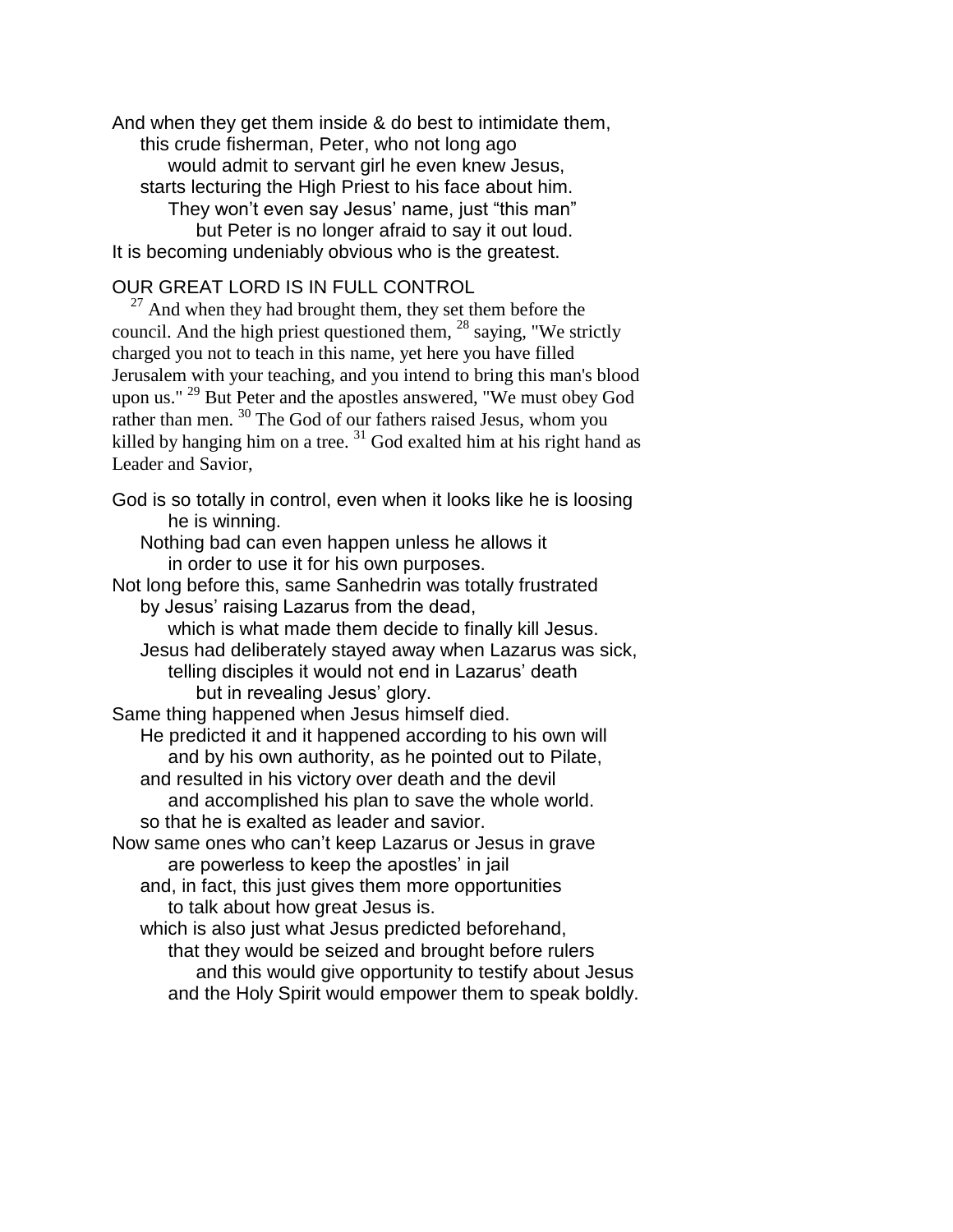And when they get them inside & do best to intimidate them,
this crude fisherman, Peter, who not long ago
would admit to servant girl he even knew Jesus,
starts lecturing the High Priest to his face about him.
They won't even say Jesus' name, just "this man"
but Peter is no longer afraid to say it out loud.
It is becoming undeniably obvious who is the greatest.

OUR GREAT LORD IS IN FULL CONTROL

[27] And when they had brought them, they set them before the council. And the high priest questioned them, [28] saying, "We strictly charged you not to teach in this name, yet here you have filled Jerusalem with your teaching, and you intend to bring this man's blood upon us." [29] But Peter and the apostles answered, "We must obey God rather than men. [30] The God of our fathers raised Jesus, whom you killed by hanging him on a tree. [31] God exalted him at his right hand as Leader and Savior,

God is so totally in control, even when it looks like he is loosing
he is winning.
Nothing bad can even happen unless he allows it
in order to use it for his own purposes.
Not long before this, same Sanhedrin was totally frustrated
by Jesus' raising Lazarus from the dead,
which is what made them decide to finally kill Jesus.
Jesus had deliberately stayed away when Lazarus was sick,
telling disciples it would not end in Lazarus' death
but in revealing Jesus' glory.
Same thing happened when Jesus himself died.
He predicted it and it happened according to his own will
and by his own authority, as he pointed out to Pilate,
and resulted in his victory over death and the devil
and accomplished his plan to save the whole world.
so that he is exalted as leader and savior.
Now same ones who can't keep Lazarus or Jesus in grave
are powerless to keep the apostles' in jail
and, in fact, this just gives them more opportunities
to talk about how great Jesus is.
which is also just what Jesus predicted beforehand,
that they would be seized and brought before rulers
and this would give opportunity to testify about Jesus
and the Holy Spirit would empower them to speak boldly.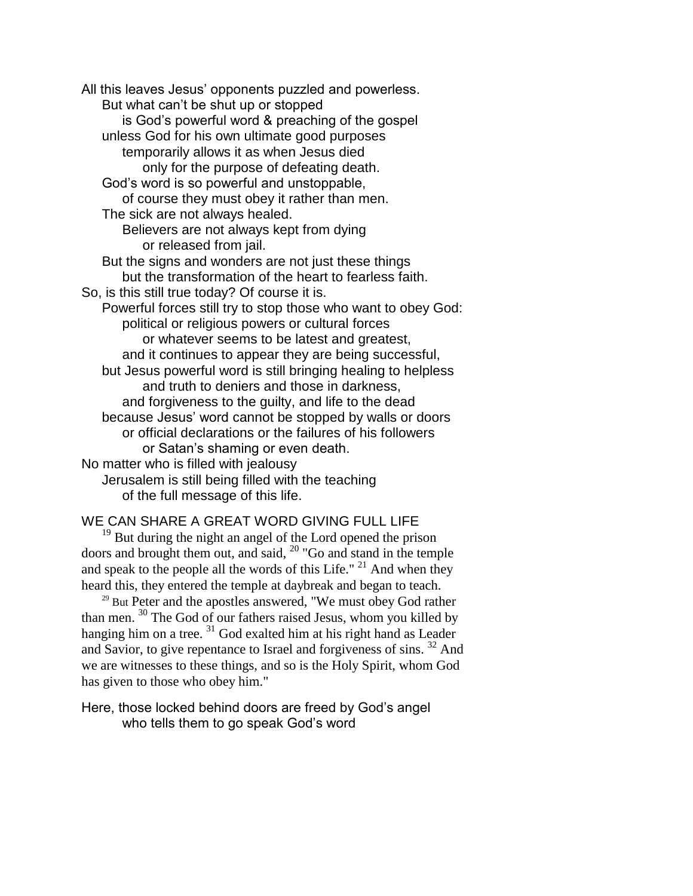All this leaves Jesus' opponents puzzled and powerless.
But what can't be shut up or stopped
is God's powerful word & preaching of the gospel
unless God for his own ultimate good purposes
temporarily allows it as when Jesus died
only for the purpose of defeating death.
God's word is so powerful and unstoppable,
of course they must obey it rather than men.
The sick are not always healed.
Believers are not always kept from dying
or released from jail.
But the signs and wonders are not just these things
but the transformation of the heart to fearless faith.
So, is this still true today? Of course it is.
Powerful forces still try to stop those who want to obey God:
political or religious powers or cultural forces
or whatever seems to be latest and greatest,
and it continues to appear they are being successful,
but Jesus powerful word is still bringing healing to helpless
and truth to deniers and those in darkness,
and forgiveness to the guilty, and life to the dead
because Jesus' word cannot be stopped by walls or doors
or official declarations or the failures of his followers
or Satan's shaming or even death.
No matter who is filled with jealousy
Jerusalem is still being filled with the teaching
of the full message of this life.

WE CAN SHARE A GREAT WORD GIVING FULL LIFE

[19] But during the night an angel of the Lord opened the prison doors and brought them out, and said, [20] "Go and stand in the temple and speak to the people all the words of this Life." [21] And when they heard this, they entered the temple at daybreak and began to teach.

[29] But Peter and the apostles answered, "We must obey God rather than men. [30] The God of our fathers raised Jesus, whom you killed by hanging him on a tree. [31] God exalted him at his right hand as Leader and Savior, to give repentance to Israel and forgiveness of sins. [32] And we are witnesses to these things, and so is the Holy Spirit, whom God has given to those who obey him."

Here, those locked behind doors are freed by God's angel
who tells them to go speak God's word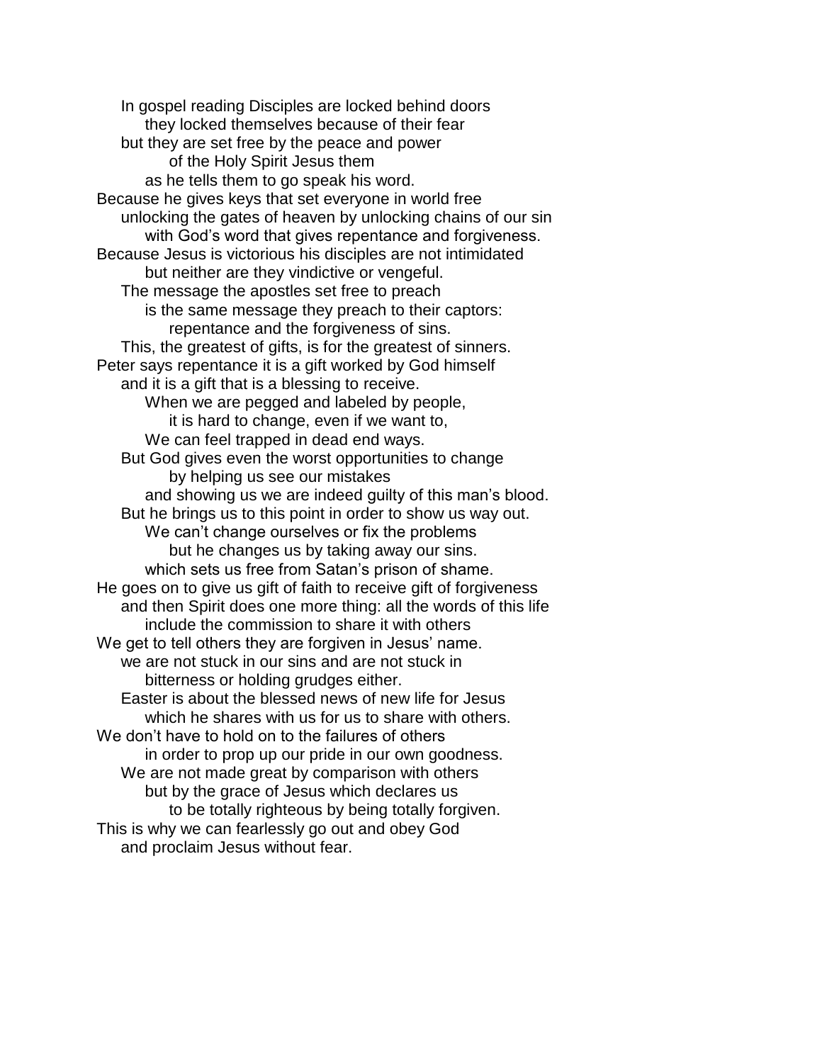In gospel reading Disciples are locked behind doors
they locked themselves because of their fear
but they are set free by the peace and power
of the Holy Spirit Jesus them
as he tells them to go speak his word.
Because he gives keys that set everyone in world free
unlocking the gates of heaven by unlocking chains of our sin
with God's word that gives repentance and forgiveness.
Because Jesus is victorious his disciples are not intimidated
but neither are they vindictive or vengeful.
The message the apostles set free to preach
is the same message they preach to their captors:
repentance and the forgiveness of sins.
This, the greatest of gifts, is for the greatest of sinners.
Peter says repentance it is a gift worked by God himself
and it is a gift that is a blessing to receive.
When we are pegged and labeled by people,
it is hard to change, even if we want to,
We can feel trapped in dead end ways.
But God gives even the worst opportunities to change
by helping us see our mistakes
and showing us we are indeed guilty of this man's blood.
But he brings us to this point in order to show us way out.
We can't change ourselves or fix the problems
but he changes us by taking away our sins.
which sets us free from Satan's prison of shame.
He goes on to give us gift of faith to receive gift of forgiveness
and then Spirit does one more thing: all the words of this life
include the commission to share it with others
We get to tell others they are forgiven in Jesus' name.
we are not stuck in our sins and are not stuck in
bitterness or holding grudges either.
Easter is about the blessed news of new life for Jesus
which he shares with us for us to share with others.
We don't have to hold on to the failures of others
in order to prop up our pride in our own goodness.
We are not made great by comparison with others
but by the grace of Jesus which declares us
to be totally righteous by being totally forgiven.
This is why we can fearlessly go out and obey God
and proclaim Jesus without fear.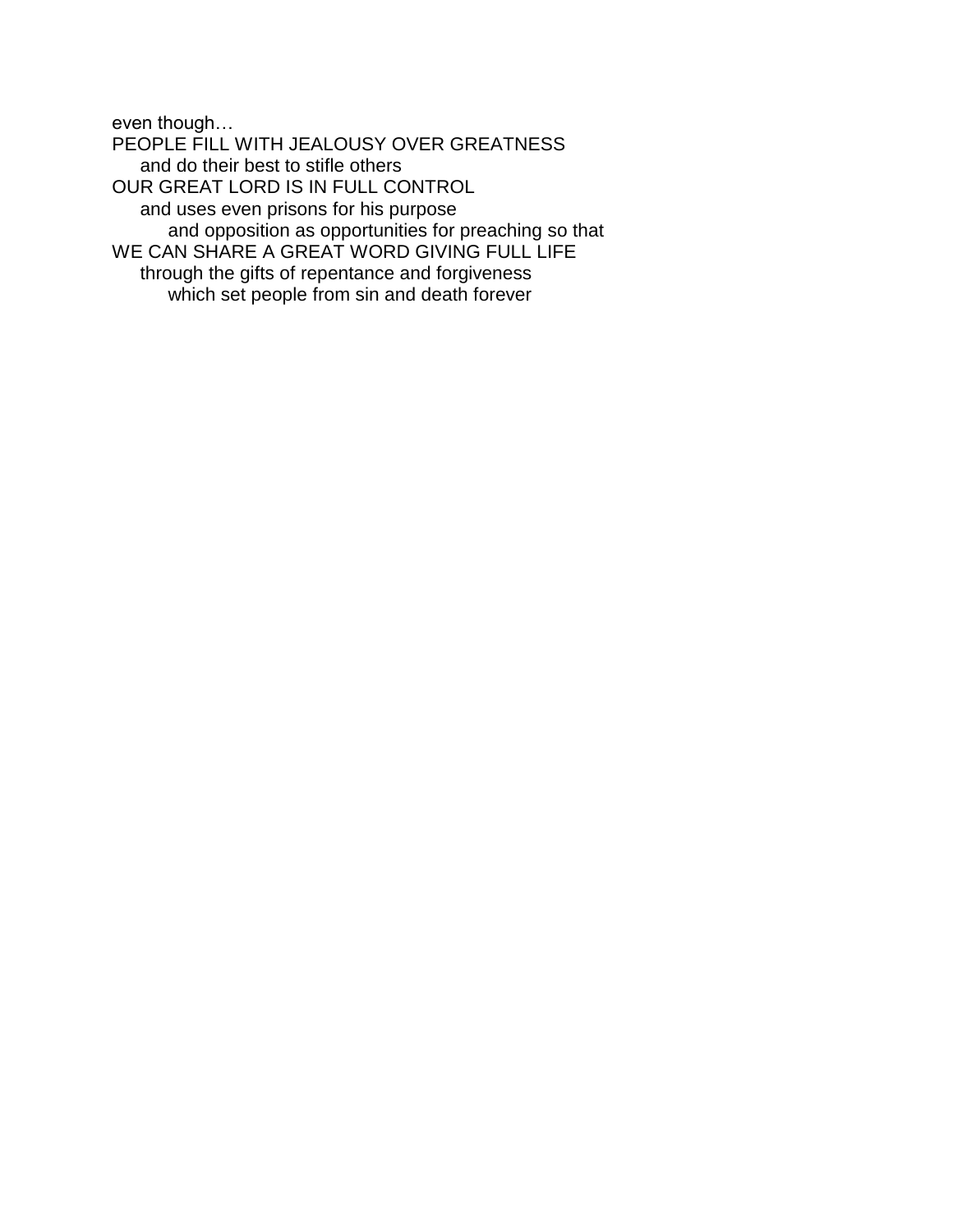even though…
PEOPLE FILL WITH JEALOUSY OVER GREATNESS
    and do their best to stifle others
OUR GREAT LORD IS IN FULL CONTROL
    and uses even prisons for his purpose
        and opposition as opportunities for preaching so that
WE CAN SHARE A GREAT WORD GIVING FULL LIFE
    through the gifts of repentance and forgiveness
        which set people from sin and death forever